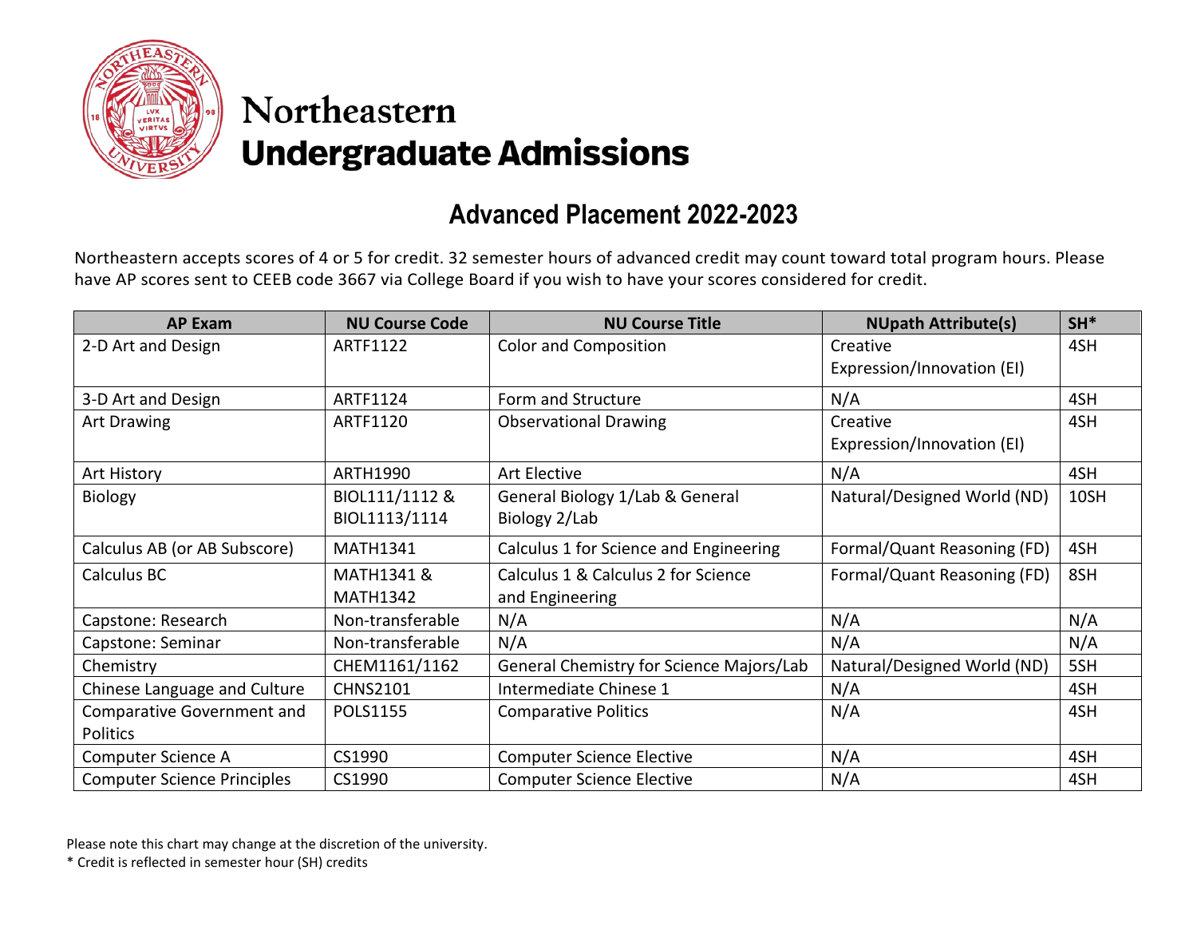# Northeastern
# Undergraduate Admissions

## Advanced Placement 2022-2023

Northeastern accepts scores of 4 or 5 for credit. 32 semester hours of advanced credit may count toward total program hours. Please have AP scores sent to CEEB code 3667 via College Board if you wish to have your scores considered for credit.

| AP Exam | NU Course Code | NU Course Title | NUpath Attribute(s) | SH* |
|---|---|---|---|---|
| 2-D Art and Design | ARTF1122 | Color and Composition | Creative Expression/Innovation (EI) | 4SH |
| 3-D Art and Design | ARTF1124 | Form and Structure | N/A | 4SH |
| Art Drawing | ARTF1120 | Observational Drawing | Creative Expression/Innovation (EI) | 4SH |
| Art History | ARTH1990 | Art Elective | N/A | 4SH |
| Biology | BIOL111/1112 & BIOL1113/1114 | General Biology 1/Lab & General Biology 2/Lab | Natural/Designed World (ND) | 10SH |
| Calculus AB (or AB Subscore) | MATH1341 | Calculus 1 for Science and Engineering | Formal/Quant Reasoning (FD) | 4SH |
| Calculus BC | MATH1341 & MATH1342 | Calculus 1 & Calculus 2 for Science and Engineering | Formal/Quant Reasoning (FD) | 8SH |
| Capstone: Research | Non-transferable | N/A | N/A | N/A |
| Capstone: Seminar | Non-transferable | N/A | N/A | N/A |
| Chemistry | CHEM1161/1162 | General Chemistry for Science Majors/Lab | Natural/Designed World (ND) | 5SH |
| Chinese Language and Culture | CHNS2101 | Intermediate Chinese 1 | N/A | 4SH |
| Comparative Government and Politics | POLS1155 | Comparative Politics | N/A | 4SH |
| Computer Science A | CS1990 | Computer Science Elective | N/A | 4SH |
| Computer Science Principles | CS1990 | Computer Science Elective | N/A | 4SH |

Please note this chart may change at the discretion of the university.

* Credit is reflected in semester hour (SH) credits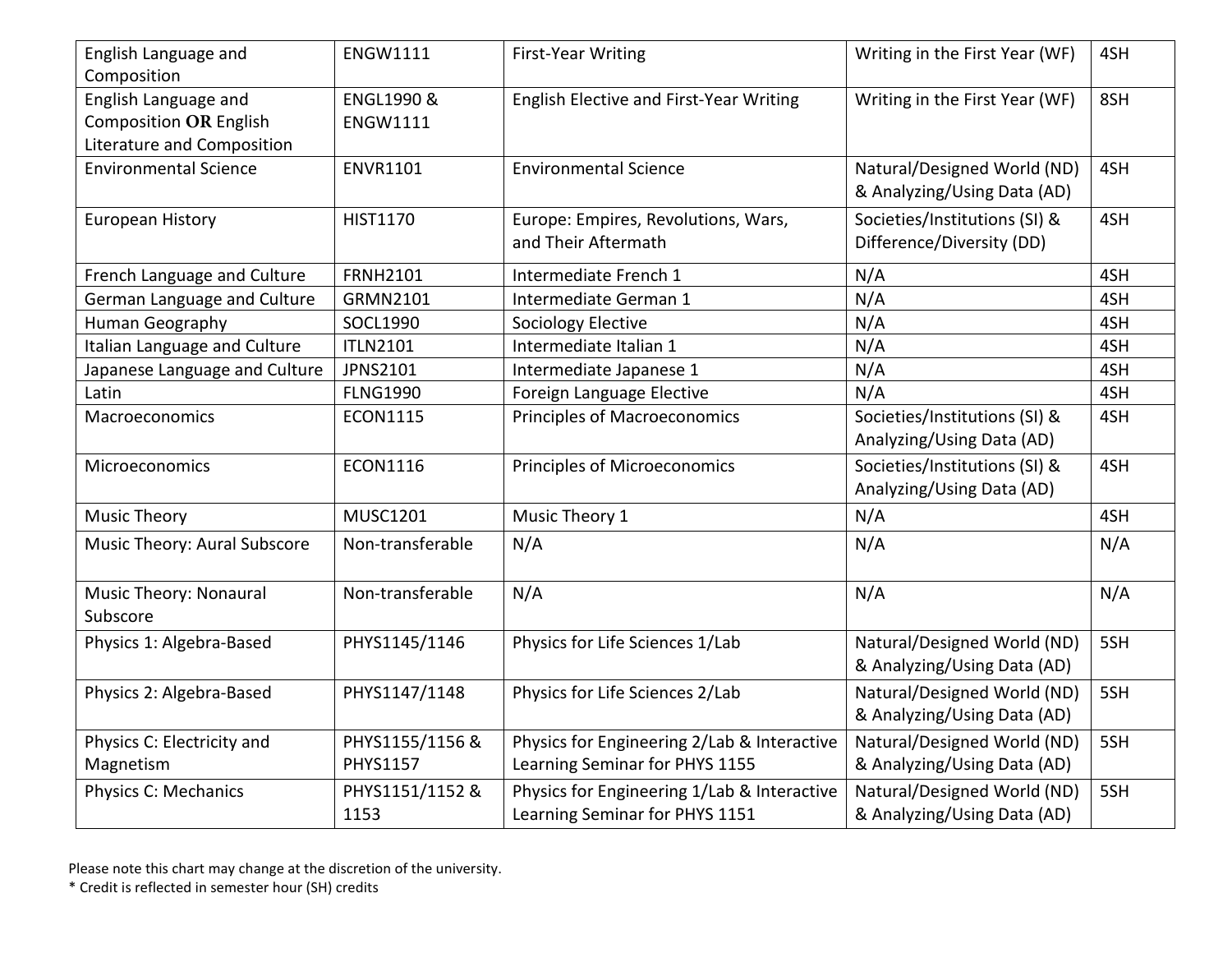| English Language and Composition | ENGW1111 | First-Year Writing | Writing in the First Year (WF) | 4SH |
|---|---|---|---|---|
| English Language and Composition **OR** English Literature and Composition | ENGL1990 & ENGW1111 | English Elective and First-Year Writing | Writing in the First Year (WF) | 8SH |
| Environmental Science | ENVR1101 | Environmental Science | Natural/Designed World (ND) & Analyzing/Using Data (AD) | 4SH |
| European History | HIST1170 | Europe: Empires, Revolutions, Wars, and Their Aftermath | Societies/Institutions (SI) & Difference/Diversity (DD) | 4SH |
| French Language and Culture | FRNH2101 | Intermediate French 1 | N/A | 4SH |
| German Language and Culture | GRMN2101 | Intermediate German 1 | N/A | 4SH |
| Human Geography | SOCL1990 | Sociology Elective | N/A | 4SH |
| Italian Language and Culture | ITLN2101 | Intermediate Italian 1 | N/A | 4SH |
| Japanese Language and Culture | JPNS2101 | Intermediate Japanese 1 | N/A | 4SH |
| Latin | FLNG1990 | Foreign Language Elective | N/A | 4SH |
| Macroeconomics | ECON1115 | Principles of Macroeconomics | Societies/Institutions (SI) & Analyzing/Using Data (AD) | 4SH |
| Microeconomics | ECON1116 | Principles of Microeconomics | Societies/Institutions (SI) & Analyzing/Using Data (AD) | 4SH |
| Music Theory | MUSC1201 | Music Theory 1 | N/A | 4SH |
| Music Theory: Aural Subscore | Non-transferable | N/A | N/A | N/A |
| Music Theory: Nonaural Subscore | Non-transferable | N/A | N/A | N/A |
| Physics 1: Algebra-Based | PHYS1145/1146 | Physics for Life Sciences 1/Lab | Natural/Designed World (ND) & Analyzing/Using Data (AD) | 5SH |
| Physics 2: Algebra-Based | PHYS1147/1148 | Physics for Life Sciences 2/Lab | Natural/Designed World (ND) & Analyzing/Using Data (AD) | 5SH |
| Physics C: Electricity and Magnetism | PHYS1155/1156 & PHYS1157 | Physics for Engineering 2/Lab & Interactive Learning Seminar for PHYS 1155 | Natural/Designed World (ND) & Analyzing/Using Data (AD) | 5SH |
| Physics C: Mechanics | PHYS1151/1152 & 1153 | Physics for Engineering 1/Lab & Interactive Learning Seminar for PHYS 1151 | Natural/Designed World (ND) & Analyzing/Using Data (AD) | 5SH |

Please note this chart may change at the discretion of the university.
* Credit is reflected in semester hour (SH) credits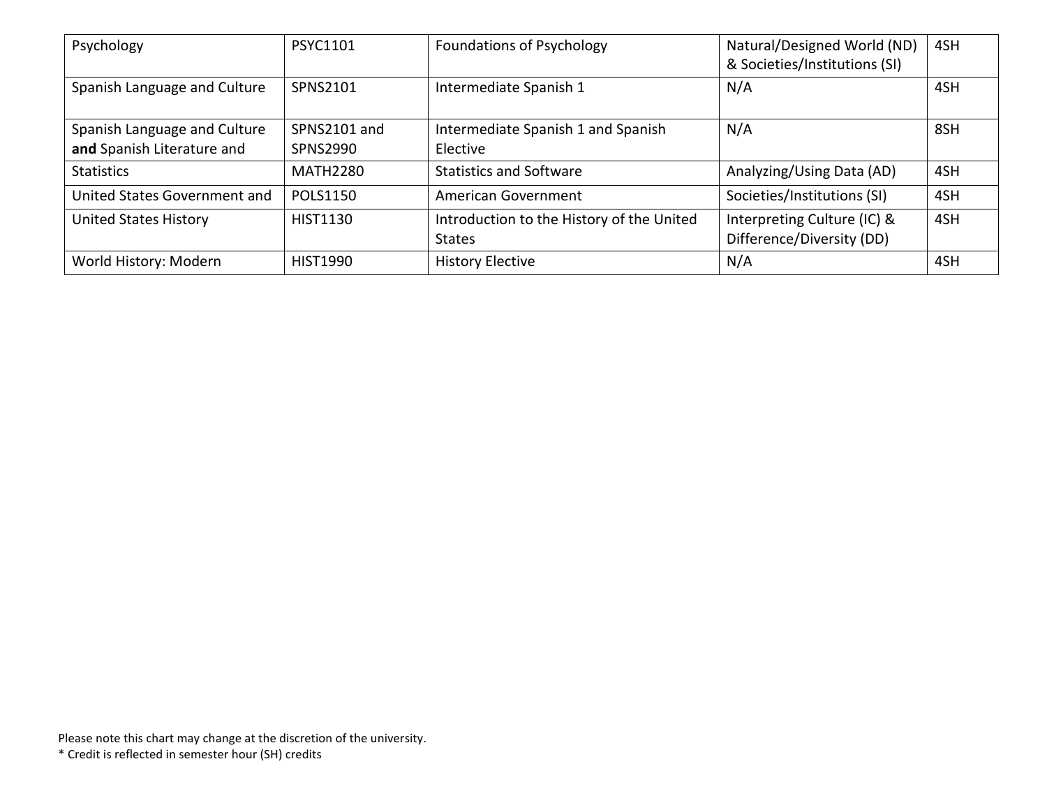| | | | | |
|---|---|---|---|---|
| Psychology | PSYC1101 | Foundations of Psychology | Natural/Designed World (ND) & Societies/Institutions (SI) | 4SH |
| Spanish Language and Culture | SPNS2101 | Intermediate Spanish 1 | N/A | 4SH |
| Spanish Language and Culture **and** Spanish Literature and | SPNS2101 and SPNS2990 | Intermediate Spanish 1 and Spanish Elective | N/A | 8SH |
| Statistics | MATH2280 | Statistics and Software | Analyzing/Using Data (AD) | 4SH |
| United States Government and | POLS1150 | American Government | Societies/Institutions (SI) | 4SH |
| United States History | HIST1130 | Introduction to the History of the United States | Interpreting Culture (IC) & Difference/Diversity (DD) | 4SH |
| World History: Modern | HIST1990 | History Elective | N/A | 4SH |

Please note this chart may change at the discretion of the university.
* Credit is reflected in semester hour (SH) credits